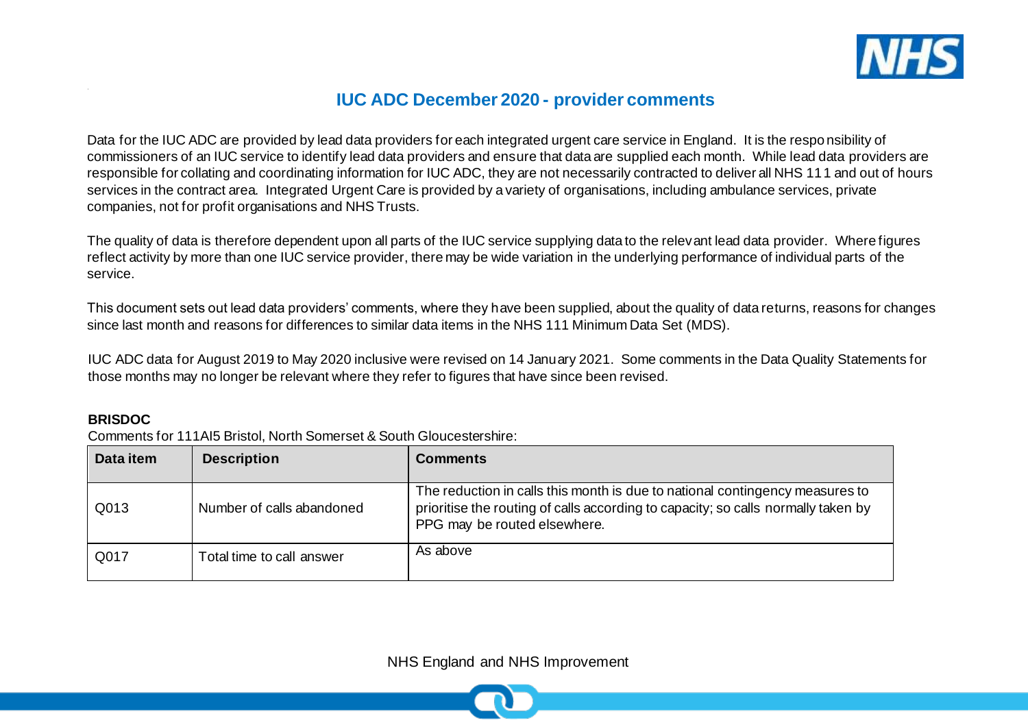# IUC ADC December 2020 - provider comments

Data for the IUC ADC are provided by lead data providers for each integrated urgent care service in England. It is the responsibility of commissioners of an IUC service to identify lead data providers and ensure that data are supplied each month. While lead data providers are responsible for collating and coordinating information for IUC ADC, they are not necessarily contracted to deliver all NHS 111 and out of hours services in the contract area. Integrated Urgent Care is provided by a variety of organisations, including ambulance services, private companies, not for profit organisations and NHS Trusts.

The quality of data is therefore dependent upon all parts of the IUC service supplying data to the relevant lead data provider. Where figures reflect activity by more than one IUC service provider, there may be wide variation in the underlying performance of individual parts of the service.

This document sets out lead data providers' comments, where they have been supplied, about the quality of data returns, reasons for changes since last month and reasons for differences to similar data items in the NHS 111 Minimum Data Set (MDS).

IUC ADC data for August 2019 to May 2020 inclusive were revised on 14 January 2021. Some comments in the Data Quality Statements for those months may no longer be relevant where they refer to figures that have since been revised.

**BRISDOC**

Comments for 111AI5 Bristol, North Somerset & South Gloucestershire:

| Data item | Description | Comments |
| --- | --- | --- |
| Q013 | Number of calls abandoned | The reduction in calls this month is due to national contingency measures to prioritise the routing of calls according to capacity; so calls normally taken by PPG may be routed elsewhere. |
| Q017 | Total time to call answer | As above |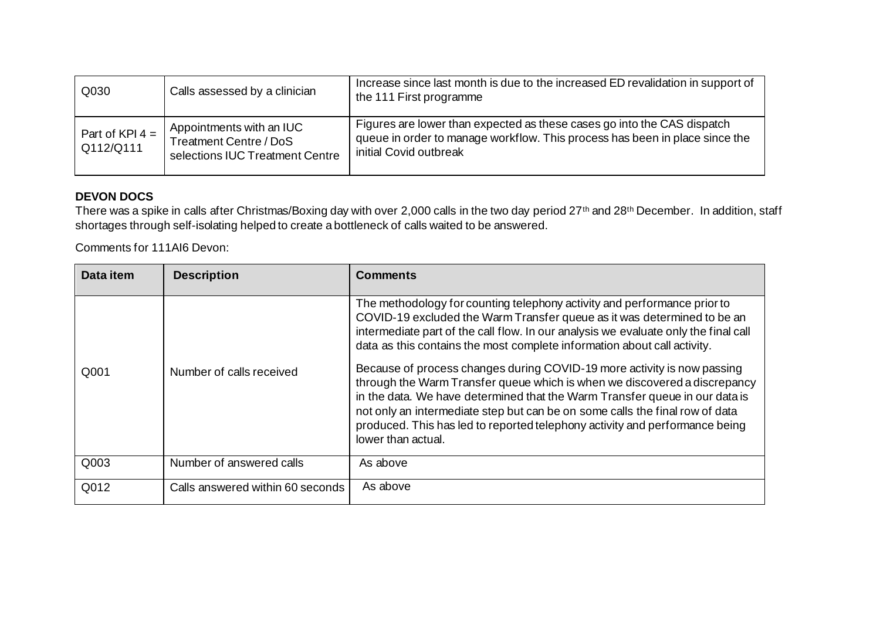| | | |
|---|---|---|
| Q030 | Calls assessed by a clinician | Increase since last month is due to the increased ED revalidation in support of the 111 First programme |
| Part of KPI 4 = Q112/Q111 | Appointments with an IUC Treatment Centre / DoS selections IUC Treatment Centre | Figures are lower than expected as these cases go into the CAS dispatch queue in order to manage workflow. This process has been in place since the initial Covid outbreak |

**DEVON DOCS**

There was a spike in calls after Christmas/Boxing day with over 2,000 calls in the two day period 27th and 28th December. In addition, staff shortages through self-isolating helped to create a bottleneck of calls waited to be answered.

Comments for 111AI6 Devon:

| Data item | Description | Comments |
|---|---|---|
| Q001 | Number of calls received | The methodology for counting telephony activity and performance prior to COVID-19 excluded the Warm Transfer queue as it was determined to be an intermediate part of the call flow. In our analysis we evaluate only the final call data as this contains the most complete information about call activity.<br><br>Because of process changes during COVID-19 more activity is now passing through the Warm Transfer queue which is when we discovered a discrepancy in the data. We have determined that the Warm Transfer queue in our data is not only an intermediate step but can be on some calls the final row of data produced. This has led to reported telephony activity and performance being lower than actual. |
| Q003 | Number of answered calls | As above |
| Q012 | Calls answered within 60 seconds | As above |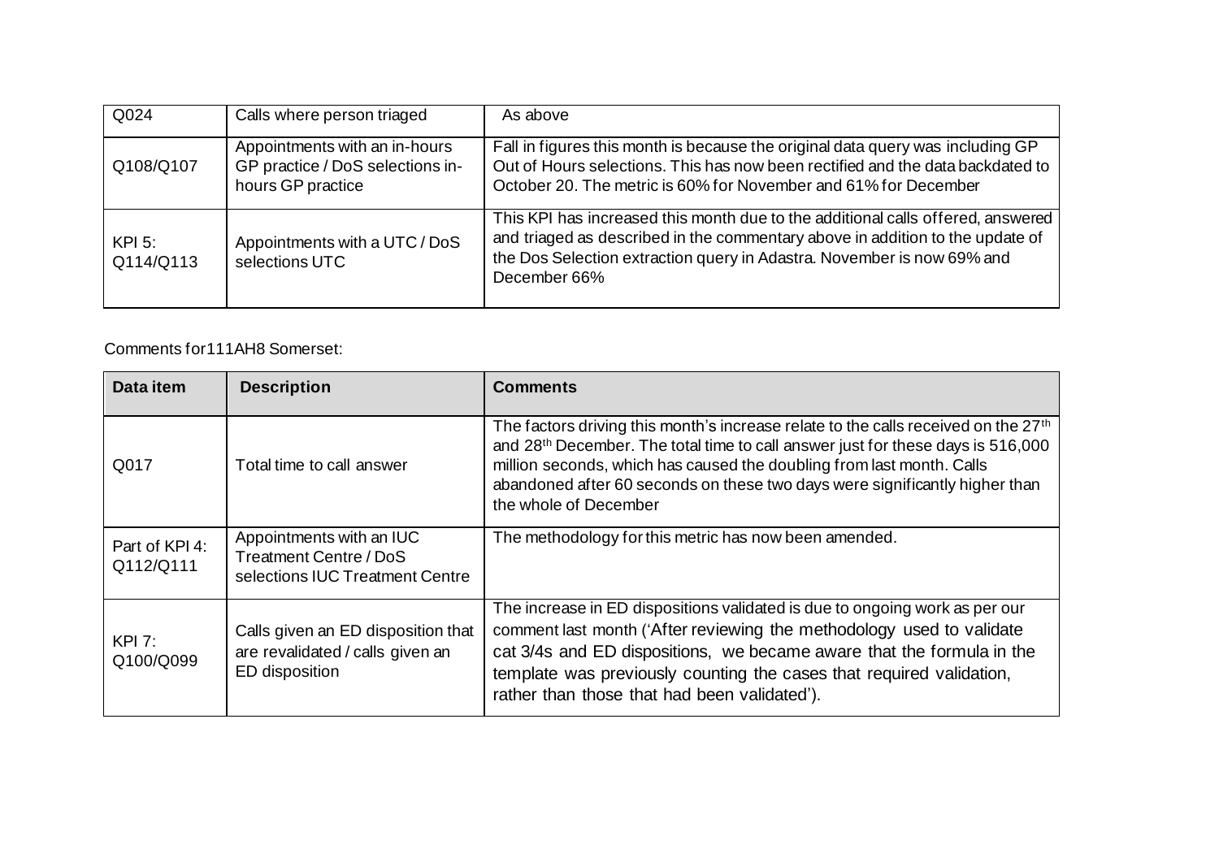| Q024 | Calls where person triaged | As above |
|---|---|---|
| Q108/Q107 | Appointments with an in-hours GP practice / DoS selections in-hours GP practice | Fall in figures this month is because the original data query was including GP Out of Hours selections. This has now been rectified and the data backdated to October 20. The metric is 60% for November and 61% for December |
| KPI 5: Q114/Q113 | Appointments with a UTC / DoS selections UTC | This KPI has increased this month due to the additional calls offered, answered and triaged as described in the commentary above in addition to the update of the Dos Selection extraction query in Adastra. November is now 69% and December 66% |

Comments for111AH8 Somerset:

| Data item | Description | Comments |
|---|---|---|
| Q017 | Total time to call answer | The factors driving this month's increase relate to the calls received on the 27th and 28th December. The total time to call answer just for these days is 516,000 million seconds, which has caused the doubling from last month. Calls abandoned after 60 seconds on these two days were significantly higher than the whole of December |
| Part of KPI 4: Q112/Q111 | Appointments with an IUC Treatment Centre / DoS selections IUC Treatment Centre | The methodology for this metric has now been amended. |
| KPI 7: Q100/Q099 | Calls given an ED disposition that are revalidated / calls given an ED disposition | The increase in ED dispositions validated is due to ongoing work as per our comment last month ('After reviewing the methodology used to validate cat 3/4s and ED dispositions, we became aware that the formula in the template was previously counting the cases that required validation, rather than those that had been validated'). |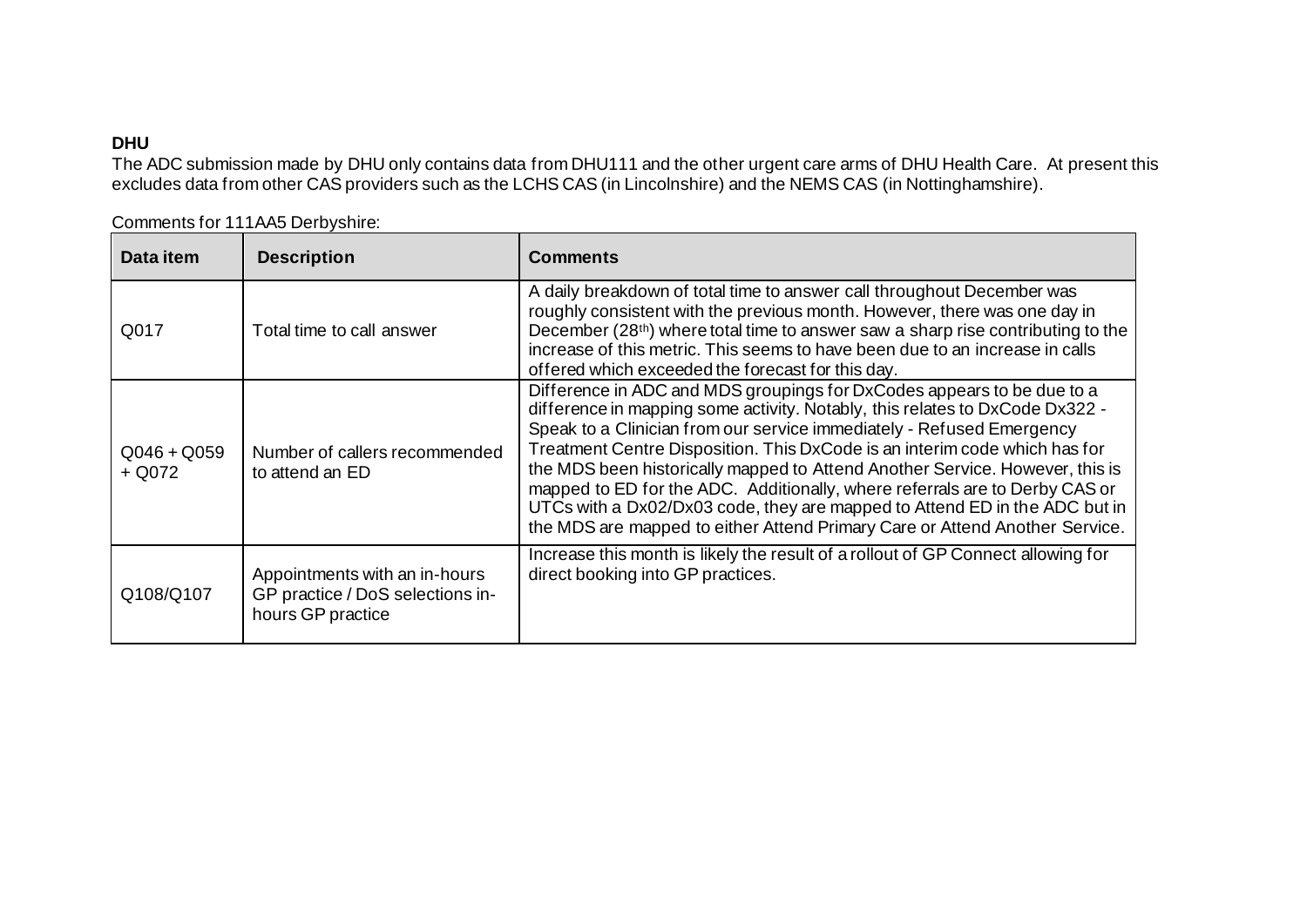**DHU**

The ADC submission made by DHU only contains data from DHU111 and the other urgent care arms of DHU Health Care. At present this excludes data from other CAS providers such as the LCHS CAS (in Lincolnshire) and the NEMS CAS (in Nottinghamshire).

Comments for 111AA5 Derbyshire:

| Data item | Description | Comments |
|---|---|---|
| Q017 | Total time to call answer | A daily breakdown of total time to answer call throughout December was roughly consistent with the previous month. However, there was one day in December (28th) where total time to answer saw a sharp rise contributing to the increase of this metric. This seems to have been due to an increase in calls offered which exceeded the forecast for this day. |
| Q046 + Q059 + Q072 | Number of callers recommended to attend an ED | Difference in ADC and MDS groupings for DxCodes appears to be due to a difference in mapping some activity. Notably, this relates to DxCode Dx322 - Speak to a Clinician from our service immediately - Refused Emergency Treatment Centre Disposition. This DxCode is an interim code which has for the MDS been historically mapped to Attend Another Service. However, this is mapped to ED for the ADC. Additionally, where referrals are to Derby CAS or UTCs with a Dx02/Dx03 code, they are mapped to Attend ED in the ADC but in the MDS are mapped to either Attend Primary Care or Attend Another Service. |
| Q108/Q107 | Appointments with an in-hours GP practice / DoS selections in-hours GP practice | Increase this month is likely the result of a rollout of GP Connect allowing for direct booking into GP practices. |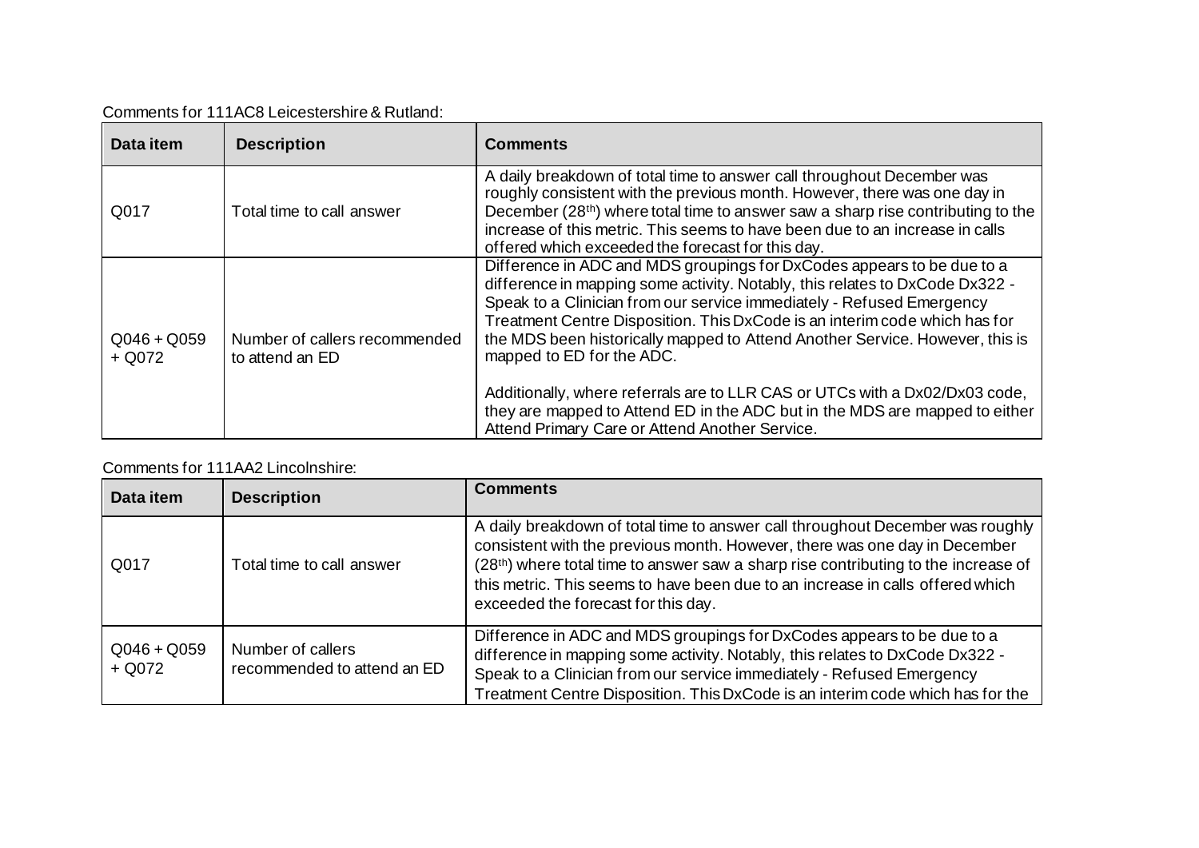Comments for 111AC8 Leicestershire & Rutland:

| Data item | Description | Comments |
|---|---|---|
| Q017 | Total time to call answer | A daily breakdown of total time to answer call throughout December was roughly consistent with the previous month. However, there was one day in December (28th) where total time to answer saw a sharp rise contributing to the increase of this metric. This seems to have been due to an increase in calls offered which exceeded the forecast for this day. |
| Q046 + Q059 + Q072 | Number of callers recommended to attend an ED | Difference in ADC and MDS groupings for DxCodes appears to be due to a difference in mapping some activity. Notably, this relates to DxCode Dx322 - Speak to a Clinician from our service immediately - Refused Emergency Treatment Centre Disposition. This DxCode is an interim code which has for the MDS been historically mapped to Attend Another Service. However, this is mapped to ED for the ADC.<br><br>Additionally, where referrals are to LLR CAS or UTCs with a Dx02/Dx03 code, they are mapped to Attend ED in the ADC but in the MDS are mapped to either Attend Primary Care or Attend Another Service. |

Comments for 111AA2 Lincolnshire:

| Data item | Description | Comments |
|---|---|---|
| Q017 | Total time to call answer | A daily breakdown of total time to answer call throughout December was roughly consistent with the previous month. However, there was one day in December (28th) where total time to answer saw a sharp rise contributing to the increase of this metric. This seems to have been due to an increase in calls offered which exceeded the forecast for this day. |
| Q046 + Q059 + Q072 | Number of callers recommended to attend an ED | Difference in ADC and MDS groupings for DxCodes appears to be due to a difference in mapping some activity. Notably, this relates to DxCode Dx322 - Speak to a Clinician from our service immediately - Refused Emergency Treatment Centre Disposition. This DxCode is an interim code which has for the |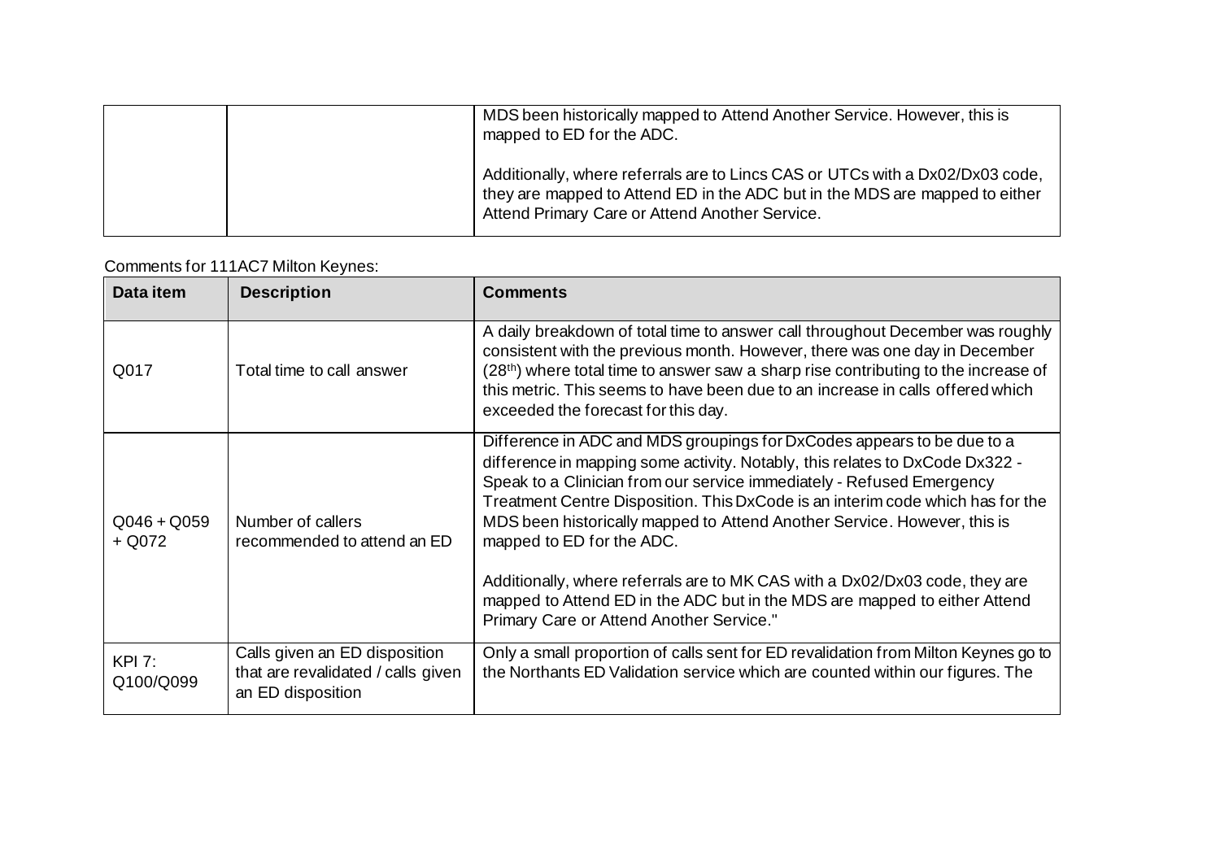| | | MDS been historically mapped to Attend Another Service. However, this is mapped to ED for the ADC.<br><br>Additionally, where referrals are to Lincs CAS or UTCs with a Dx02/Dx03 code, they are mapped to Attend ED in the ADC but in the MDS are mapped to either Attend Primary Care or Attend Another Service. |
|---|---|---|

Comments for 111AC7 Milton Keynes:

| Data item | Description | Comments |
|---|---|---|
| Q017 | Total time to call answer | A daily breakdown of total time to answer call throughout December was roughly consistent with the previous month. However, there was one day in December (28th) where total time to answer saw a sharp rise contributing to the increase of this metric. This seems to have been due to an increase in calls offered which exceeded the forecast for this day. |
| Q046 + Q059 + Q072 | Number of callers recommended to attend an ED | Difference in ADC and MDS groupings for DxCodes appears to be due to a difference in mapping some activity. Notably, this relates to DxCode Dx322 - Speak to a Clinician from our service immediately - Refused Emergency Treatment Centre Disposition. This DxCode is an interim code which has for the MDS been historically mapped to Attend Another Service. However, this is mapped to ED for the ADC.<br><br>Additionally, where referrals are to MK CAS with a Dx02/Dx03 code, they are mapped to Attend ED in the ADC but in the MDS are mapped to either Attend Primary Care or Attend Another Service." |
| KPI 7: Q100/Q099 | Calls given an ED disposition that are revalidated / calls given an ED disposition | Only a small proportion of calls sent for ED revalidation from Milton Keynes go to the Northants ED Validation service which are counted within our figures. The |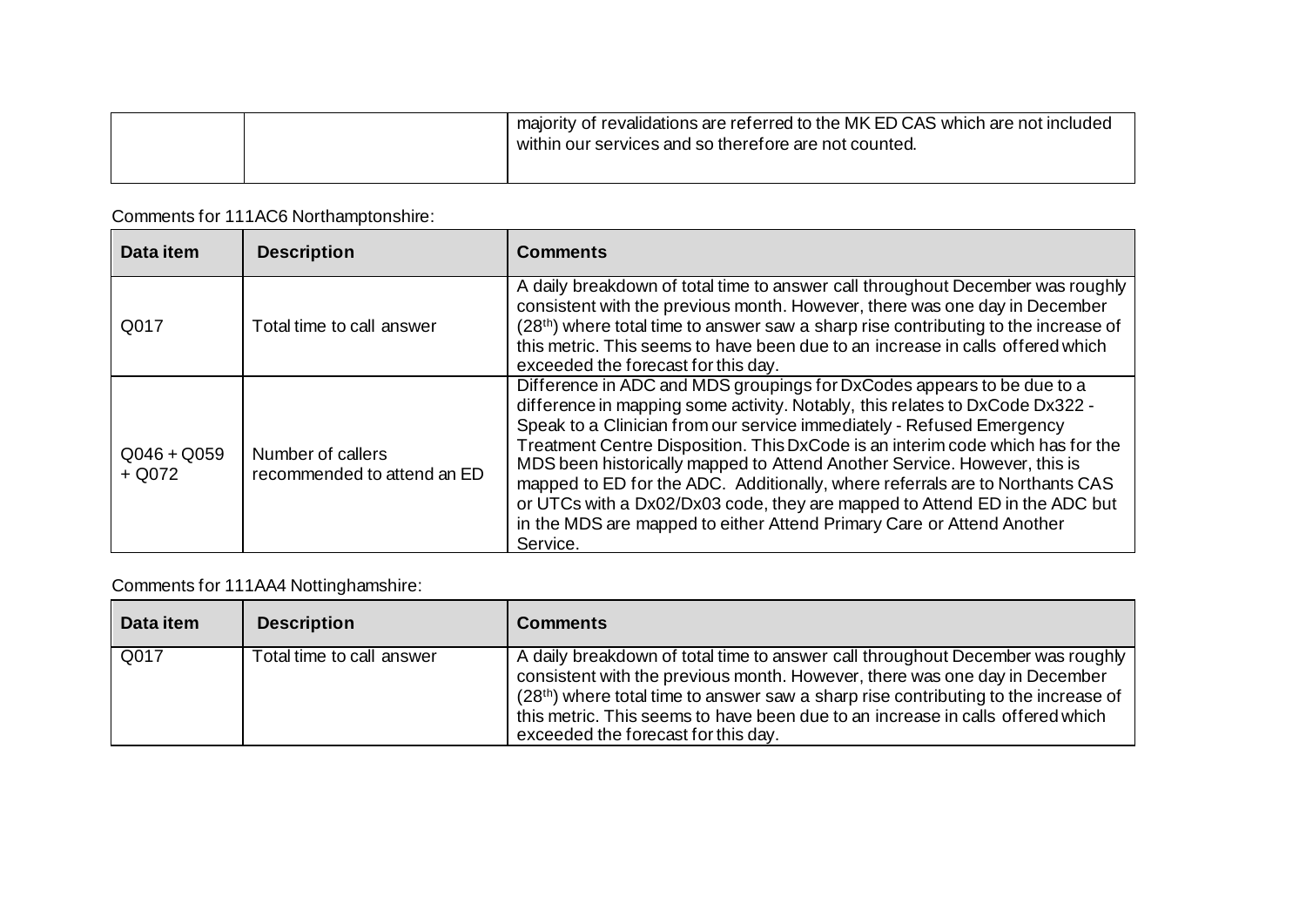| | | majority of revalidations are referred to the MK ED CAS which are not included within our services and so therefore are not counted. |
|---|---|---|

Comments for 111AC6 Northamptonshire:

| Data item | Description | Comments |
|---|---|---|
| Q017 | Total time to call answer | A daily breakdown of total time to answer call throughout December was roughly consistent with the previous month. However, there was one day in December (28th) where total time to answer saw a sharp rise contributing to the increase of this metric. This seems to have been due to an increase in calls offered which exceeded the forecast for this day. |
| Q046 + Q059 + Q072 | Number of callers recommended to attend an ED | Difference in ADC and MDS groupings for DxCodes appears to be due to a difference in mapping some activity. Notably, this relates to DxCode Dx322 - Speak to a Clinician from our service immediately - Refused Emergency Treatment Centre Disposition. This DxCode is an interim code which has for the MDS been historically mapped to Attend Another Service. However, this is mapped to ED for the ADC. Additionally, where referrals are to Northants CAS or UTCs with a Dx02/Dx03 code, they are mapped to Attend ED in the ADC but in the MDS are mapped to either Attend Primary Care or Attend Another Service. |

Comments for 111AA4 Nottinghamshire:

| Data item | Description | Comments |
|---|---|---|
| Q017 | Total time to call answer | A daily breakdown of total time to answer call throughout December was roughly consistent with the previous month. However, there was one day in December (28th) where total time to answer saw a sharp rise contributing to the increase of this metric. This seems to have been due to an increase in calls offered which exceeded the forecast for this day. |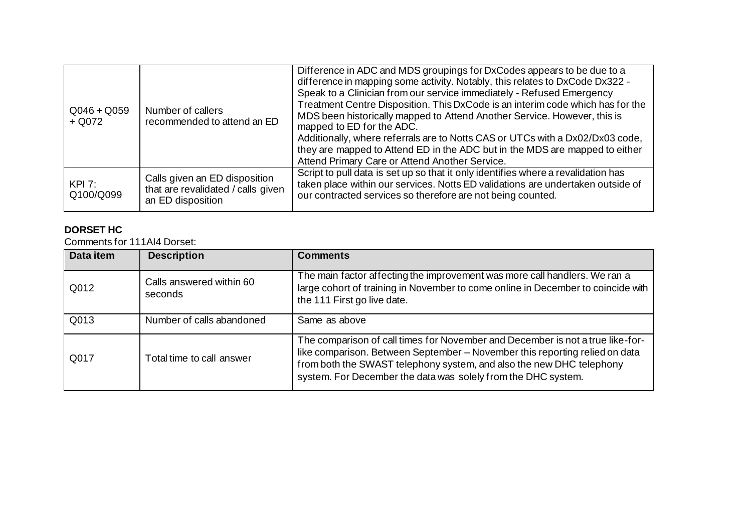| | | |
|---|---|---|
| Q046 + Q059 + Q072 | Number of callers recommended to attend an ED | Difference in ADC and MDS groupings for DxCodes appears to be due to a difference in mapping some activity. Notably, this relates to DxCode Dx322 - Speak to a Clinician from our service immediately - Refused Emergency Treatment Centre Disposition. This DxCode is an interim code which has for the MDS been historically mapped to Attend Another Service. However, this is mapped to ED for the ADC.<br>Additionally, where referrals are to Notts CAS or UTCs with a Dx02/Dx03 code, they are mapped to Attend ED in the ADC but in the MDS are mapped to either Attend Primary Care or Attend Another Service. |
| KPI 7: Q100/Q099 | Calls given an ED disposition that are revalidated / calls given an ED disposition | Script to pull data is set up so that it only identifies where a revalidation has taken place within our services. Notts ED validations are undertaken outside of our contracted services so therefore are not being counted. |

**DORSET HC**

Comments for 111AI4 Dorset:

| Data item | Description | Comments |
|---|---|---|
| Q012 | Calls answered within 60 seconds | The main factor affecting the improvement was more call handlers. We ran a large cohort of training in November to come online in December to coincide with the 111 First go live date. |
| Q013 | Number of calls abandoned | Same as above |
| Q017 | Total time to call answer | The comparison of call times for November and December is not a true like-for-like comparison. Between September – November this reporting relied on data from both the SWAST telephony system, and also the new DHC telephony system. For December the data was solely from the DHC system. |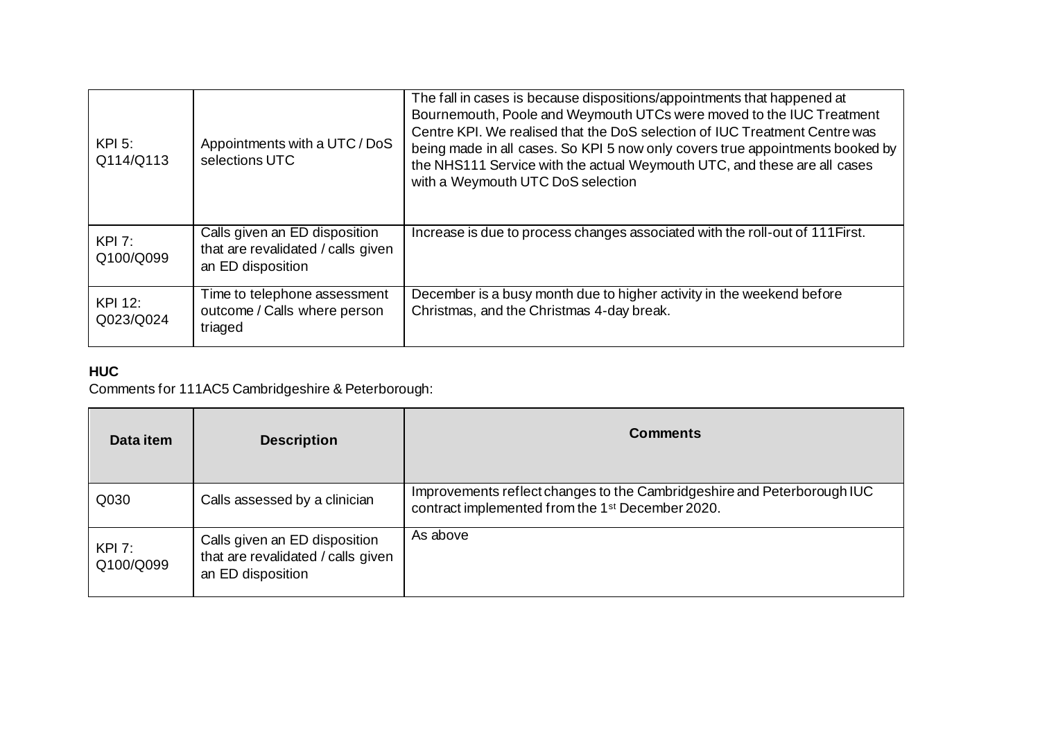| | | |
|---|---|---|
| KPI 5: Q114/Q113 | Appointments with a UTC / DoS selections UTC | The fall in cases is because dispositions/appointments that happened at Bournemouth, Poole and Weymouth UTCs were moved to the IUC Treatment Centre KPI. We realised that the DoS selection of IUC Treatment Centre was being made in all cases. So KPI 5 now only covers true appointments booked by the NHS111 Service with the actual Weymouth UTC, and these are all cases with a Weymouth UTC DoS selection |
| KPI 7: Q100/Q099 | Calls given an ED disposition that are revalidated / calls given an ED disposition | Increase is due to process changes associated with the roll-out of 111First. |
| KPI 12: Q023/Q024 | Time to telephone assessment outcome / Calls where person triaged | December is a busy month due to higher activity in the weekend before Christmas, and the Christmas 4-day break. |

**HUC**

Comments for 111AC5 Cambridgeshire & Peterborough:

| Data item | Description | Comments |
|---|---|---|
| Q030 | Calls assessed by a clinician | Improvements reflect changes to the Cambridgeshire and Peterborough IUC contract implemented from the 1st December 2020. |
| KPI 7: Q100/Q099 | Calls given an ED disposition that are revalidated / calls given an ED disposition | As above |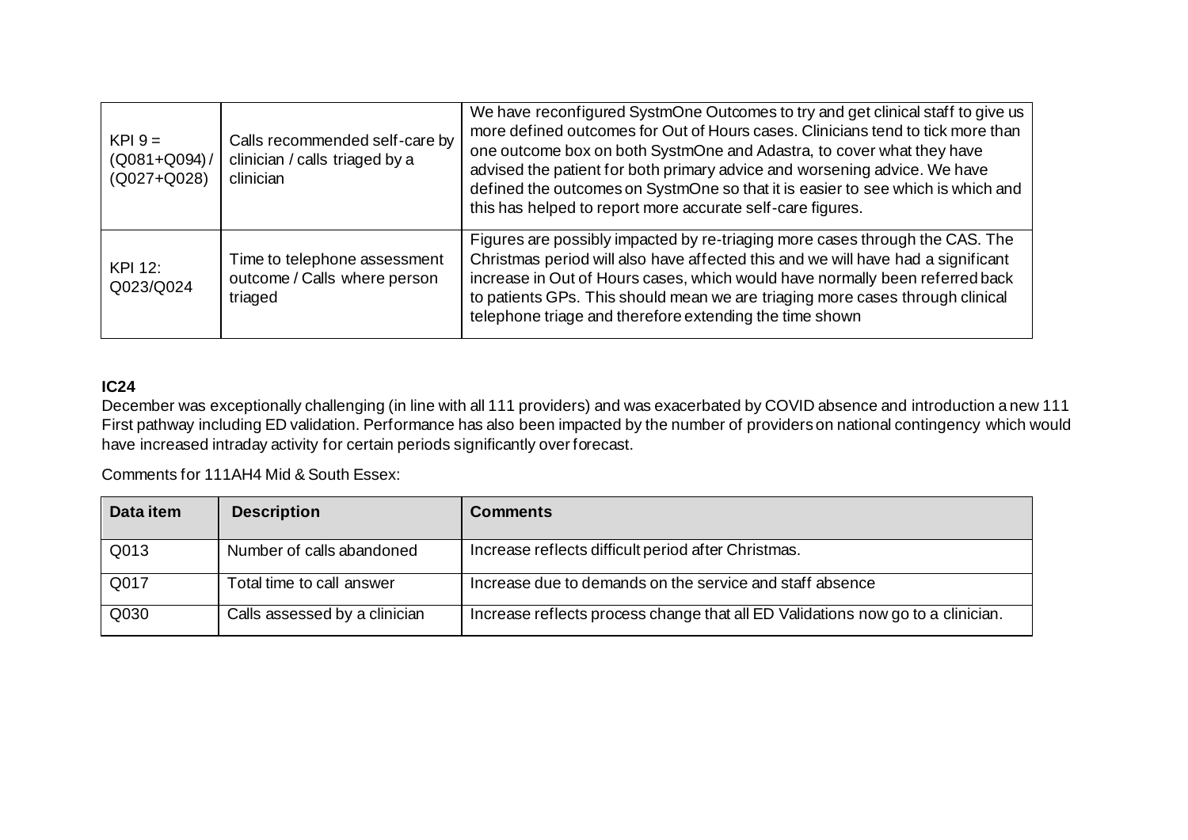| | | |
|---|---|---|
| KPI 9 = (Q081+Q094) / (Q027+Q028) | Calls recommended self-care by clinician / calls triaged by a clinician | We have reconfigured SystmOne Outcomes to try and get clinical staff to give us more defined outcomes for Out of Hours cases. Clinicians tend to tick more than one outcome box on both SystmOne and Adastra, to cover what they have advised the patient for both primary advice and worsening advice. We have defined the outcomes on SystmOne so that it is easier to see which is which and this has helped to report more accurate self-care figures. |
| KPI 12: Q023/Q024 | Time to telephone assessment outcome / Calls where person triaged | Figures are possibly impacted by re-triaging more cases through the CAS. The Christmas period will also have affected this and we will have had a significant increase in Out of Hours cases, which would have normally been referred back to patients GPs. This should mean we are triaging more cases through clinical telephone triage and therefore extending the time shown |

**IC24**

December was exceptionally challenging (in line with all 111 providers) and was exacerbated by COVID absence and introduction a new 111 First pathway including ED validation. Performance has also been impacted by the number of providers on national contingency which would have increased intraday activity for certain periods significantly over forecast.

Comments for 111AH4 Mid & South Essex:

| Data item | Description | Comments |
|---|---|---|
| Q013 | Number of calls abandoned | Increase reflects difficult period after Christmas. |
| Q017 | Total time to call answer | Increase due to demands on the service and staff absence |
| Q030 | Calls assessed by a clinician | Increase reflects process change that all ED Validations now go to a clinician. |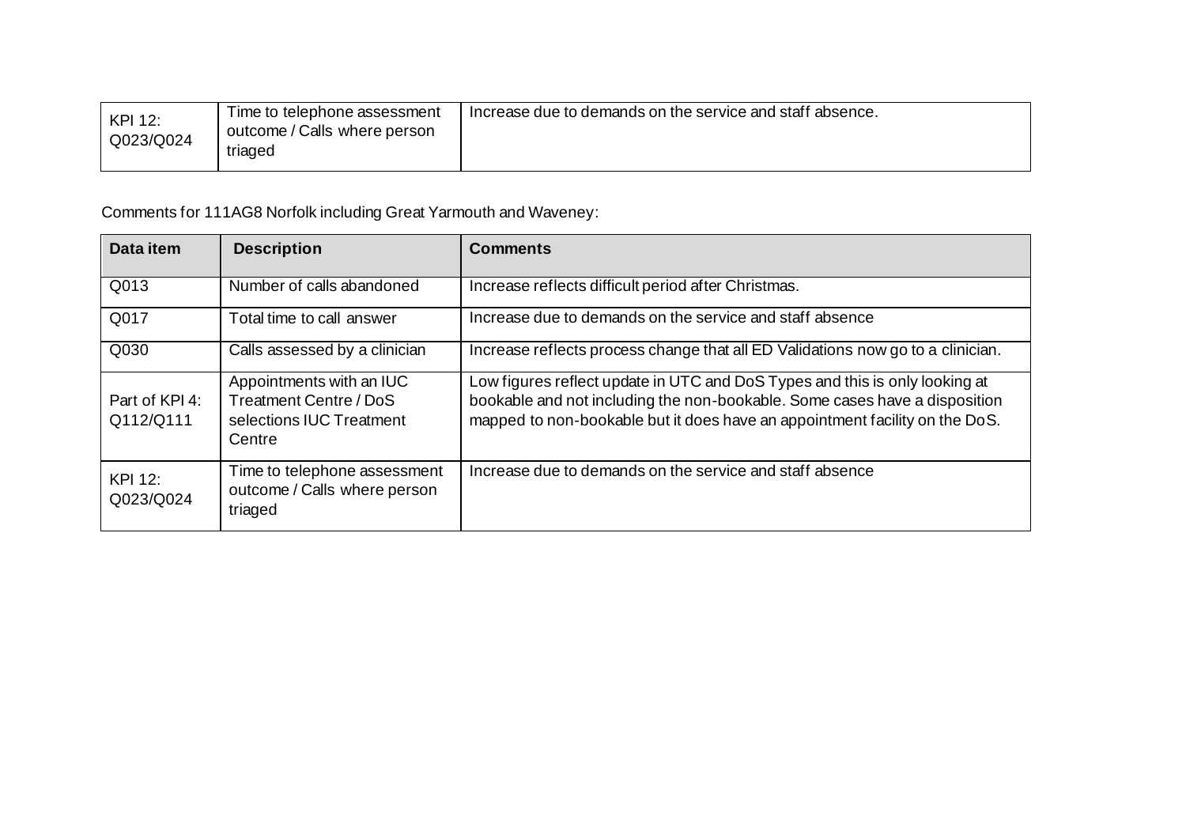| KPI 12: Q023/Q024 | Time to telephone assessment outcome / Calls where person triaged | Increase due to demands on the service and staff absence. |
|---|---|---|

Comments for 111AG8 Norfolk including Great Yarmouth and Waveney:

| Data item | Description | Comments |
|---|---|---|
| Q013 | Number of calls abandoned | Increase reflects difficult period after Christmas. |
| Q017 | Total time to call answer | Increase due to demands on the service and staff absence |
| Q030 | Calls assessed by a clinician | Increase reflects process change that all ED Validations now go to a clinician. |
| Part of KPI 4: Q112/Q111 | Appointments with an IUC Treatment Centre / DoS selections IUC Treatment Centre | Low figures reflect update in UTC and DoS Types and this is only looking at bookable and not including the non-bookable. Some cases have a disposition mapped to non-bookable but it does have an appointment facility on the DoS. |
| KPI 12: Q023/Q024 | Time to telephone assessment outcome / Calls where person triaged | Increase due to demands on the service and staff absence |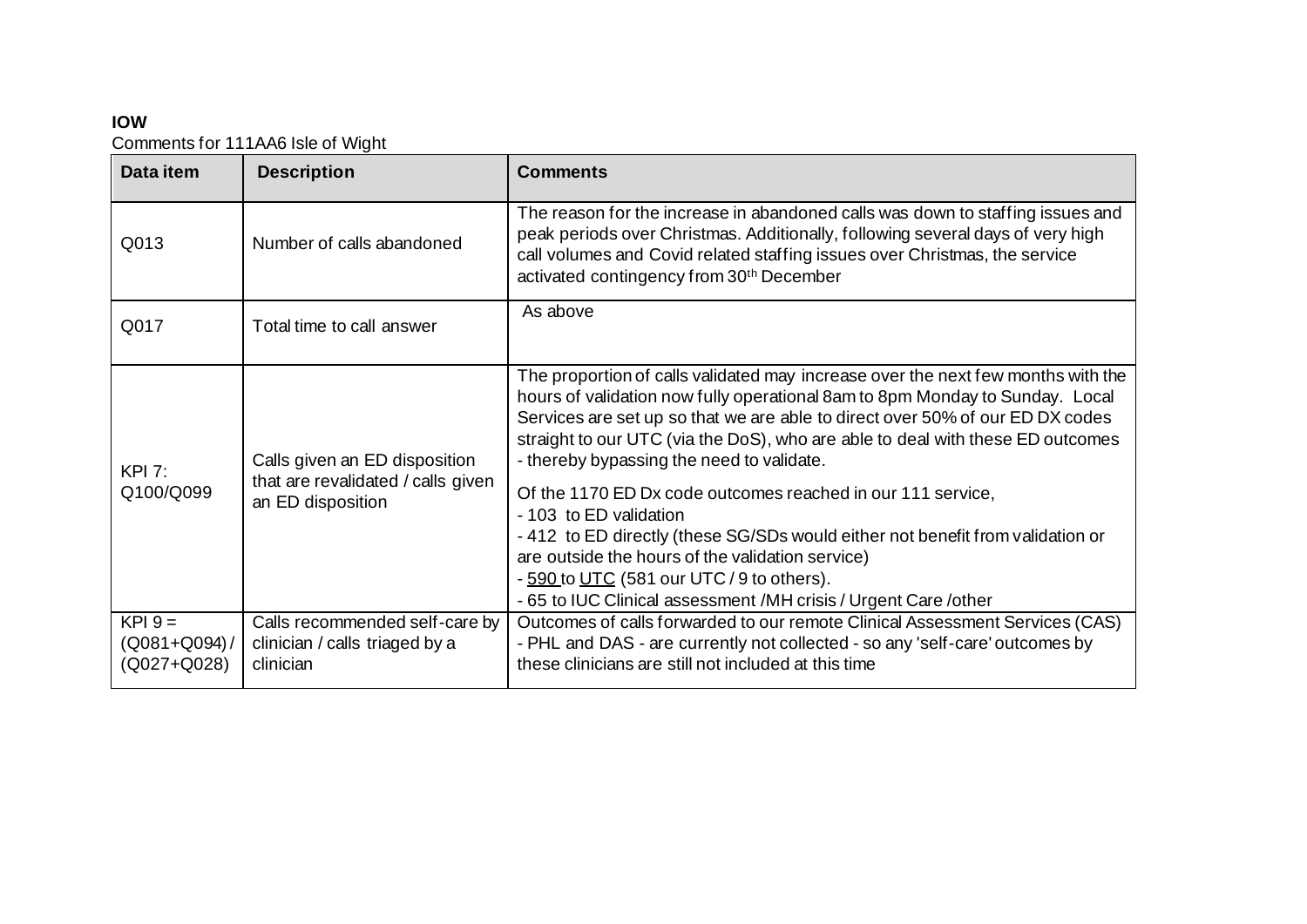**IOW**

Comments for 111AA6 Isle of Wight

| Data item | Description | Comments |
|---|---|---|
| Q013 | Number of calls abandoned | The reason for the increase in abandoned calls was down to staffing issues and peak periods over Christmas. Additionally, following several days of very high call volumes and Covid related staffing issues over Christmas, the service activated contingency from 30th December |
| Q017 | Total time to call answer | As above |
| KPI 7: Q100/Q099 | Calls given an ED disposition that are revalidated / calls given an ED disposition | The proportion of calls validated may increase over the next few months with the hours of validation now fully operational 8am to 8pm Monday to Sunday. Local Services are set up so that we are able to direct over 50% of our ED DX codes straight to our UTC (via the DoS), who are able to deal with these ED outcomes - thereby bypassing the need to validate.<br><br>Of the 1170 ED Dx code outcomes reached in our 111 service,<br>- 103 to ED validation<br>- 412 to ED directly (these SG/SDs would either not benefit from validation or are outside the hours of the validation service)<br>- 590 to UTC (581 our UTC / 9 to others).<br>- 65 to IUC Clinical assessment /MH crisis / Urgent Care /other |
| KPI 9 = (Q081+Q094) / (Q027+Q028) | Calls recommended self-care by clinician / calls triaged by a clinician | Outcomes of calls forwarded to our remote Clinical Assessment Services (CAS) - PHL and DAS - are currently not collected - so any 'self-care' outcomes by these clinicians are still not included at this time |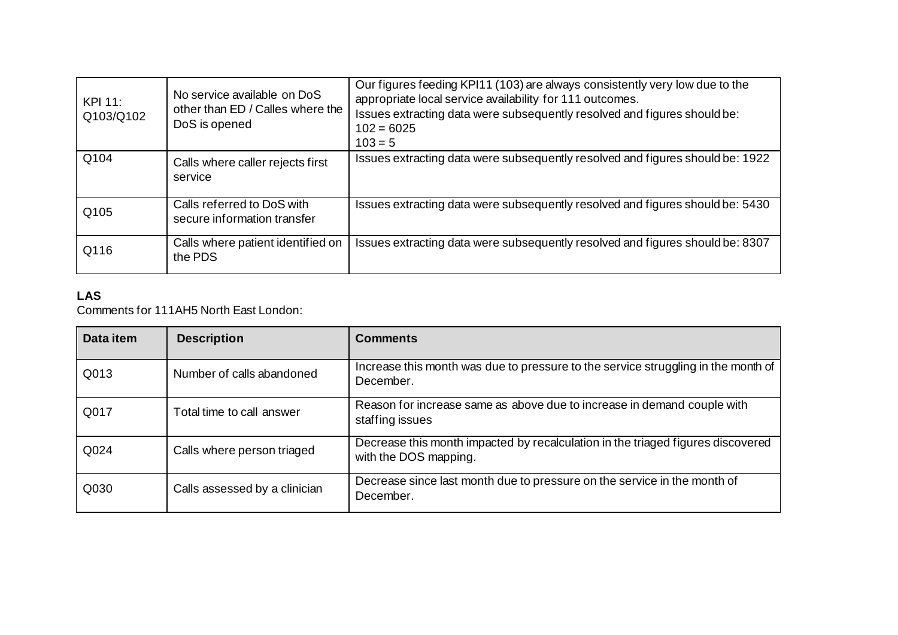| | | |
|---|---|---|
| KPI 11: Q103/Q102 | No service available on DoS other than ED / Calles where the DoS is opened | Our figures feeding KPI11 (103) are always consistently very low due to the appropriate local service availability for 111 outcomes.<br>Issues extracting data were subsequently resolved and figures should be:<br>102 = 6025<br>103 = 5 |
| Q104 | Calls where caller rejects first service | Issues extracting data were subsequently resolved and figures should be: 1922 |
| Q105 | Calls referred to DoS with secure information transfer | Issues extracting data were subsequently resolved and figures should be: 5430 |
| Q116 | Calls where patient identified on the PDS | Issues extracting data were subsequently resolved and figures should be: 8307 |

**LAS**

Comments for 111AH5 North East London:

| Data item | Description | Comments |
|---|---|---|
| Q013 | Number of calls abandoned | Increase this month was due to pressure to the service struggling in the month of December. |
| Q017 | Total time to call answer | Reason for increase same as above due to increase in demand couple with staffing issues |
| Q024 | Calls where person triaged | Decrease this month impacted by recalculation in the triaged figures discovered with the DOS mapping. |
| Q030 | Calls assessed by a clinician | Decrease since last month due to pressure on the service in the month of December. |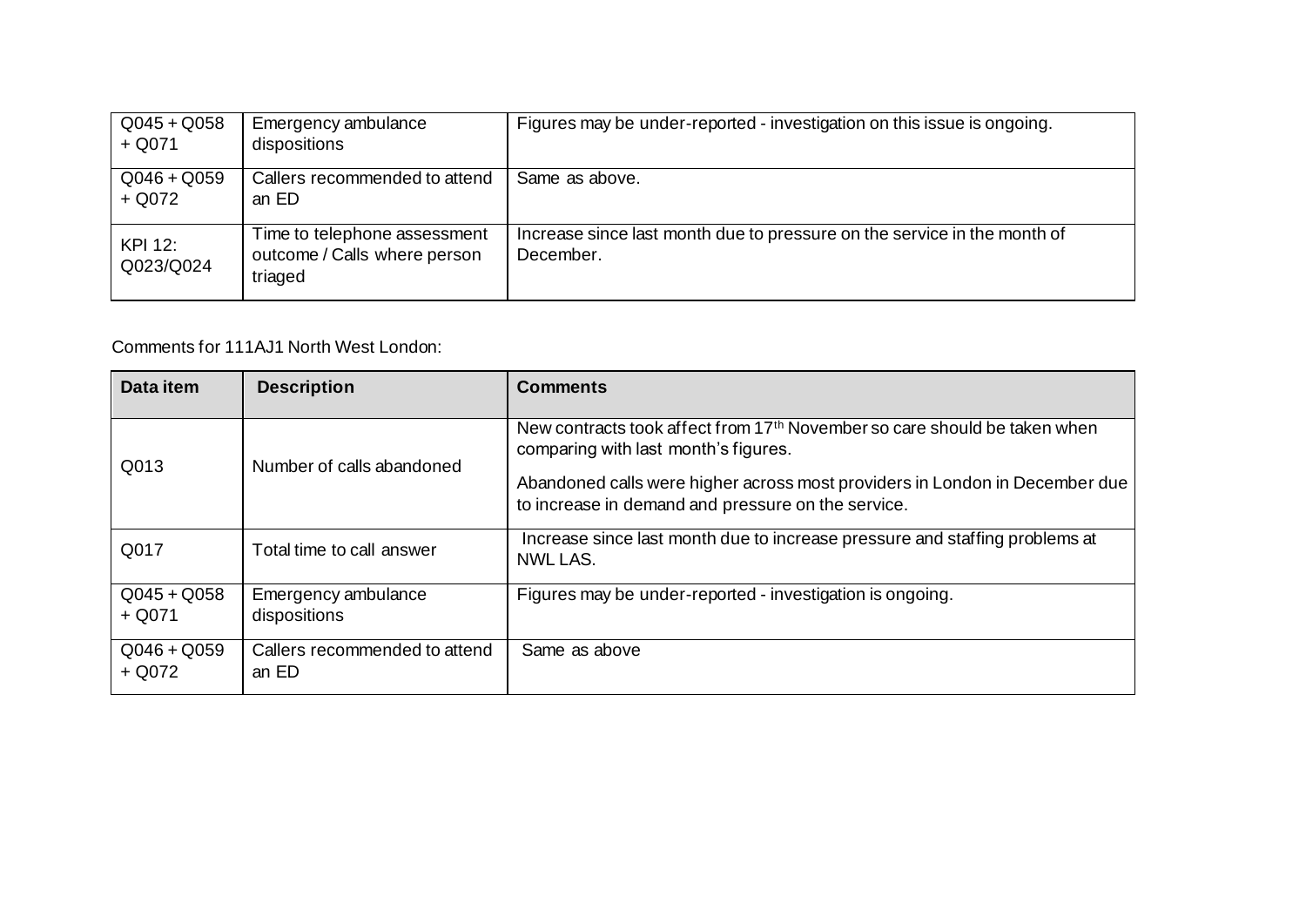| | | |
|---|---|---|
| Q045 + Q058 + Q071 | Emergency ambulance dispositions | Figures may be under-reported - investigation on this issue is ongoing. |
| Q046 + Q059 + Q072 | Callers recommended to attend an ED | Same as above. |
| KPI 12: Q023/Q024 | Time to telephone assessment outcome / Calls where person triaged | Increase since last month due to pressure on the service in the month of December. |

Comments for 111AJ1 North West London:

| Data item | Description | Comments |
|---|---|---|
| Q013 | Number of calls abandoned | New contracts took affect from 17th November so care should be taken when comparing with last month's figures.<br><br>Abandoned calls were higher across most providers in London in December due to increase in demand and pressure on the service. |
| Q017 | Total time to call answer | Increase since last month due to increase pressure and staffing problems at NWL LAS. |
| Q045 + Q058 + Q071 | Emergency ambulance dispositions | Figures may be under-reported - investigation is ongoing. |
| Q046 + Q059 + Q072 | Callers recommended to attend an ED | Same as above |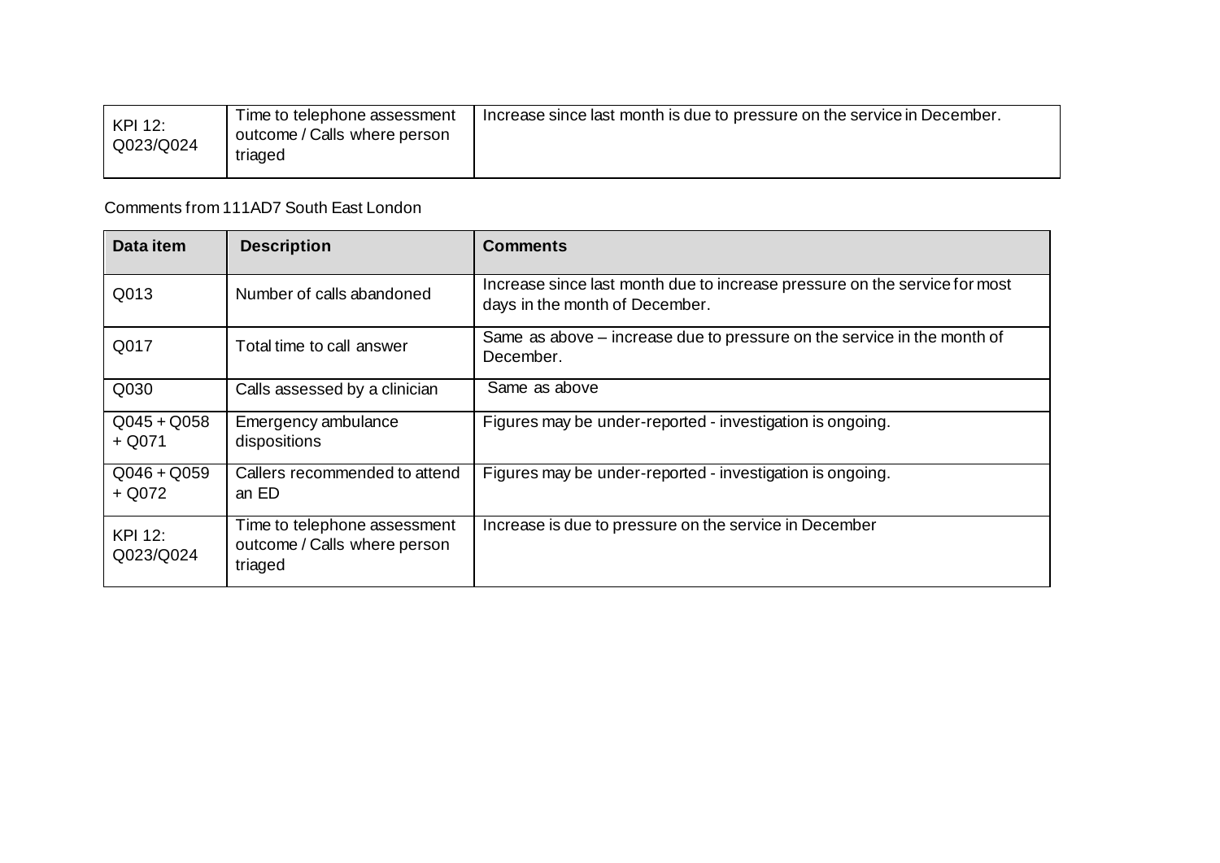| KPI 12: Q023/Q024 | Time to telephone assessment outcome / Calls where person triaged | Increase since last month is due to pressure on the service in December. |
|---|---|---|

Comments from 111AD7 South East London

| Data item | Description | Comments |
|---|---|---|
| Q013 | Number of calls abandoned | Increase since last month due to increase pressure on the service for most days in the month of December. |
| Q017 | Total time to call answer | Same as above – increase due to pressure on the service in the month of December. |
| Q030 | Calls assessed by a clinician | Same as above |
| Q045 + Q058 + Q071 | Emergency ambulance dispositions | Figures may be under-reported - investigation is ongoing. |
| Q046 + Q059 + Q072 | Callers recommended to attend an ED | Figures may be under-reported - investigation is ongoing. |
| KPI 12: Q023/Q024 | Time to telephone assessment outcome / Calls where person triaged | Increase is due to pressure on the service in December |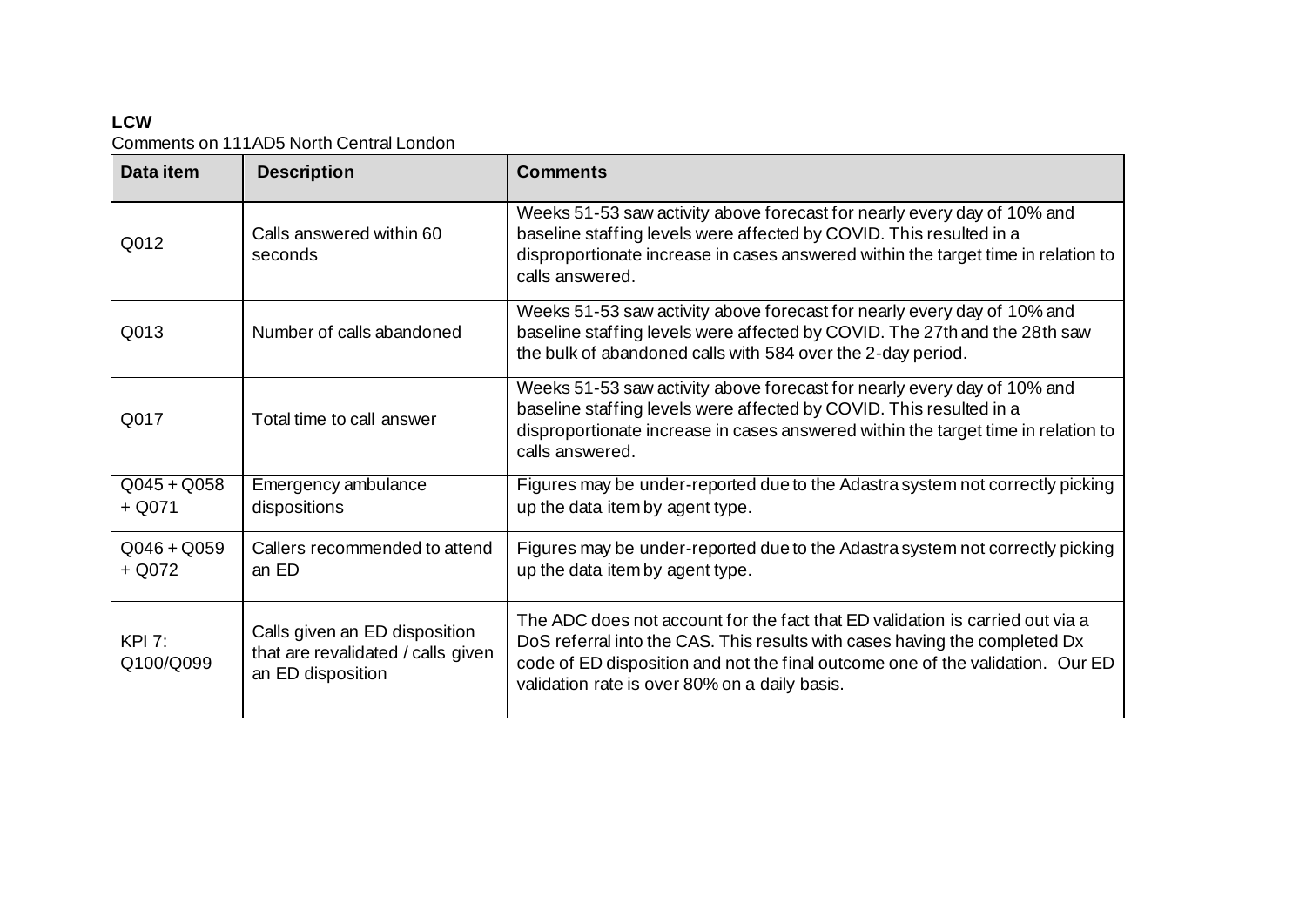**LCW**

Comments on 111AD5 North Central London

| Data item | Description | Comments |
|---|---|---|
| Q012 | Calls answered within 60 seconds | Weeks 51-53 saw activity above forecast for nearly every day of 10% and baseline staffing levels were affected by COVID. This resulted in a disproportionate increase in cases answered within the target time in relation to calls answered. |
| Q013 | Number of calls abandoned | Weeks 51-53 saw activity above forecast for nearly every day of 10% and baseline staffing levels were affected by COVID. The 27th and the 28th saw the bulk of abandoned calls with 584 over the 2-day period. |
| Q017 | Total time to call answer | Weeks 51-53 saw activity above forecast for nearly every day of 10% and baseline staffing levels were affected by COVID. This resulted in a disproportionate increase in cases answered within the target time in relation to calls answered. |
| Q045 + Q058 + Q071 | Emergency ambulance dispositions | Figures may be under-reported due to the Adastra system not correctly picking up the data item by agent type. |
| Q046 + Q059 + Q072 | Callers recommended to attend an ED | Figures may be under-reported due to the Adastra system not correctly picking up the data item by agent type. |
| KPI 7: Q100/Q099 | Calls given an ED disposition that are revalidated / calls given an ED disposition | The ADC does not account for the fact that ED validation is carried out via a DoS referral into the CAS. This results with cases having the completed Dx code of ED disposition and not the final outcome one of the validation. Our ED validation rate is over 80% on a daily basis. |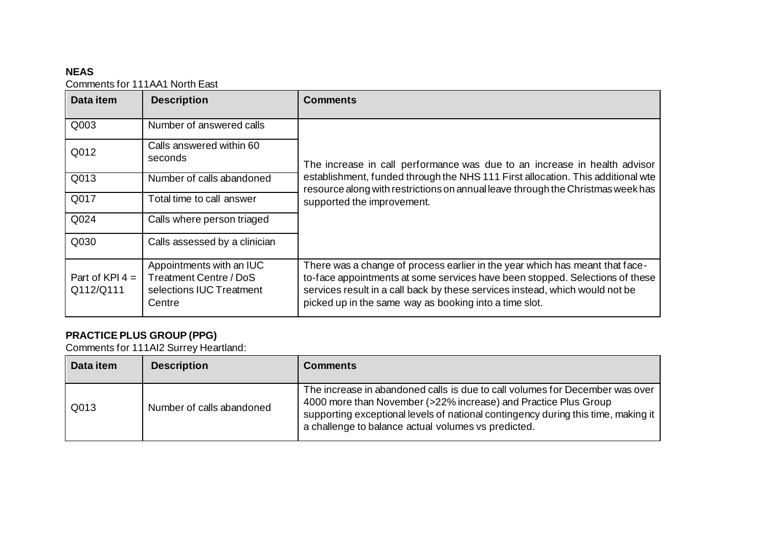**NEAS**

Comments for 111AA1 North East

| Data item | Description | Comments |
|---|---|---|
| Q003 | Number of answered calls | The increase in call performance was due to an increase in health advisor establishment, funded through the NHS 111 First allocation. This additional wte resource along with restrictions on annual leave through the Christmas week has supported the improvement. |
| Q012 | Calls answered within 60 seconds | |
| Q013 | Number of calls abandoned | |
| Q017 | Total time to call answer | |
| Q024 | Calls where person triaged | |
| Q030 | Calls assessed by a clinician | |
| Part of KPI 4 = Q112/Q111 | Appointments with an IUC Treatment Centre / DoS selections IUC Treatment Centre | There was a change of process earlier in the year which has meant that face-to-face appointments at some services have been stopped. Selections of these services result in a call back by these services instead, which would not be picked up in the same way as booking into a time slot. |

**PRACTICE PLUS GROUP (PPG)**

Comments for 111AI2 Surrey Heartland:

| Data item | Description | Comments |
|---|---|---|
| Q013 | Number of calls abandoned | The increase in abandoned calls is due to call volumes for December was over 4000 more than November (>22% increase) and Practice Plus Group supporting exceptional levels of national contingency during this time, making it a challenge to balance actual volumes vs predicted. |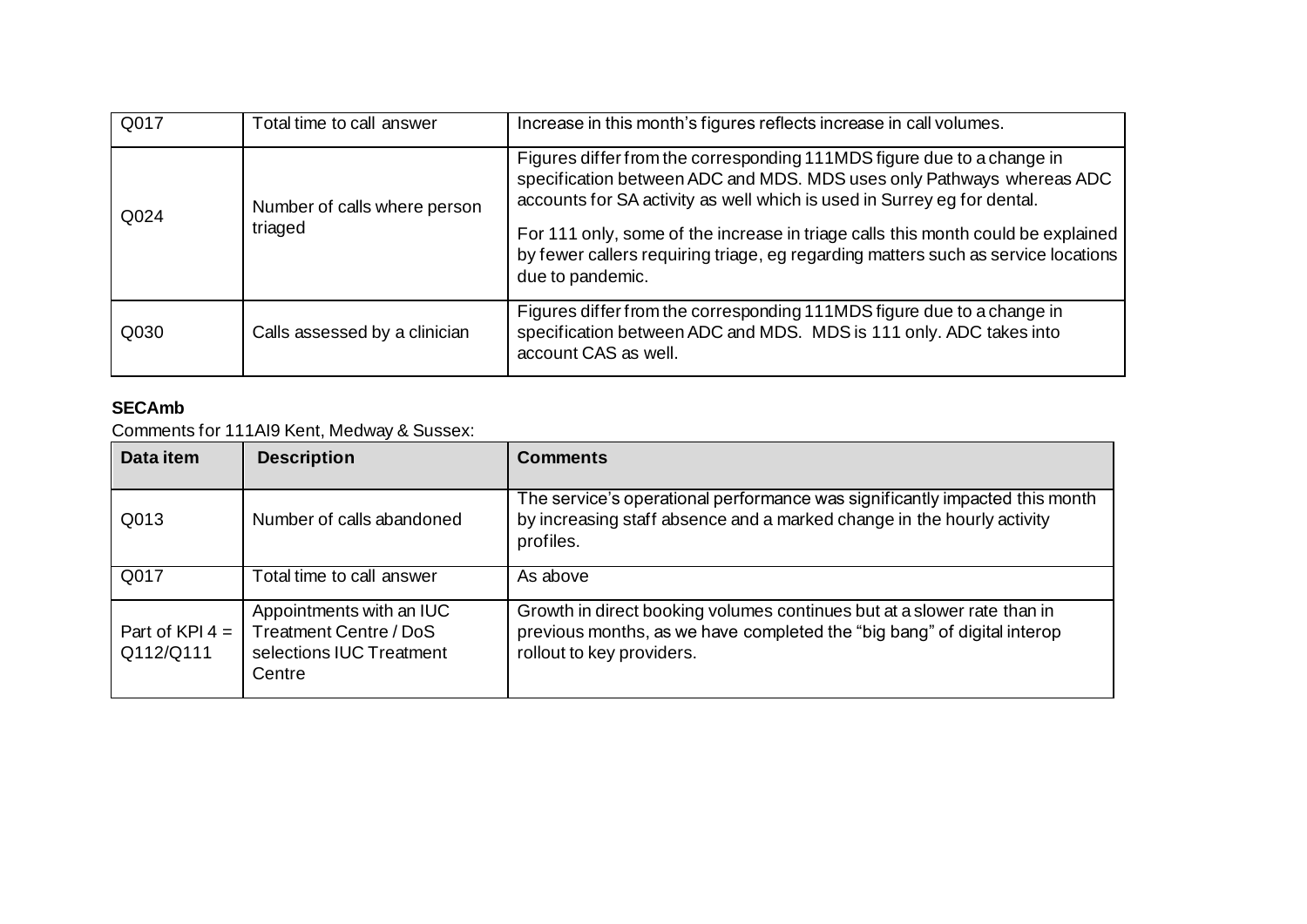| | | |
|---|---|---|
| Q017 | Total time to call answer | Increase in this month's figures reflects increase in call volumes. |
| Q024 | Number of calls where person triaged | Figures differ from the corresponding 111MDS figure due to a change in specification between ADC and MDS. MDS uses only Pathways whereas ADC accounts for SA activity as well which is used in Surrey eg for dental.<br><br>For 111 only, some of the increase in triage calls this month could be explained by fewer callers requiring triage, eg regarding matters such as service locations due to pandemic. |
| Q030 | Calls assessed by a clinician | Figures differ from the corresponding 111MDS figure due to a change in specification between ADC and MDS. MDS is 111 only. ADC takes into account CAS as well. |

**SECAmb**

Comments for 111AI9 Kent, Medway & Sussex:

| Data item | Description | Comments |
|---|---|---|
| Q013 | Number of calls abandoned | The service's operational performance was significantly impacted this month by increasing staff absence and a marked change in the hourly activity profiles. |
| Q017 | Total time to call answer | As above |
| Part of KPI 4 = Q112/Q111 | Appointments with an IUC Treatment Centre / DoS selections IUC Treatment Centre | Growth in direct booking volumes continues but at a slower rate than in previous months, as we have completed the "big bang" of digital interop rollout to key providers. |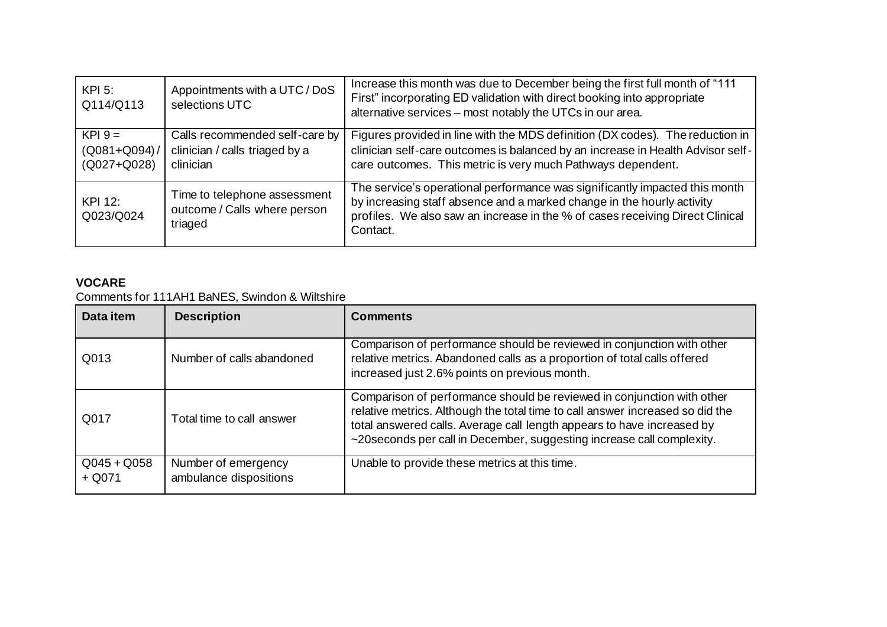| | | |
|---|---|---|
| KPI 5: Q114/Q113 | Appointments with a UTC / DoS selections UTC | Increase this month was due to December being the first full month of "111 First" incorporating ED validation with direct booking into appropriate alternative services – most notably the UTCs in our area. |
| KPI 9 = (Q081+Q094) / (Q027+Q028) | Calls recommended self-care by clinician / calls triaged by a clinician | Figures provided in line with the MDS definition (DX codes). The reduction in clinician self-care outcomes is balanced by an increase in Health Advisor self-care outcomes. This metric is very much Pathways dependent. |
| KPI 12: Q023/Q024 | Time to telephone assessment outcome / Calls where person triaged | The service's operational performance was significantly impacted this month by increasing staff absence and a marked change in the hourly activity profiles. We also saw an increase in the % of cases receiving Direct Clinical Contact. |

**VOCARE**

Comments for 111AH1 BaNES, Swindon & Wiltshire

| Data item | Description | Comments |
|---|---|---|
| Q013 | Number of calls abandoned | Comparison of performance should be reviewed in conjunction with other relative metrics. Abandoned calls as a proportion of total calls offered increased just 2.6% points on previous month. |
| Q017 | Total time to call answer | Comparison of performance should be reviewed in conjunction with other relative metrics. Although the total time to call answer increased so did the total answered calls. Average call length appears to have increased by ~20seconds per call in December, suggesting increase call complexity. |
| Q045 + Q058 + Q071 | Number of emergency ambulance dispositions | Unable to provide these metrics at this time. |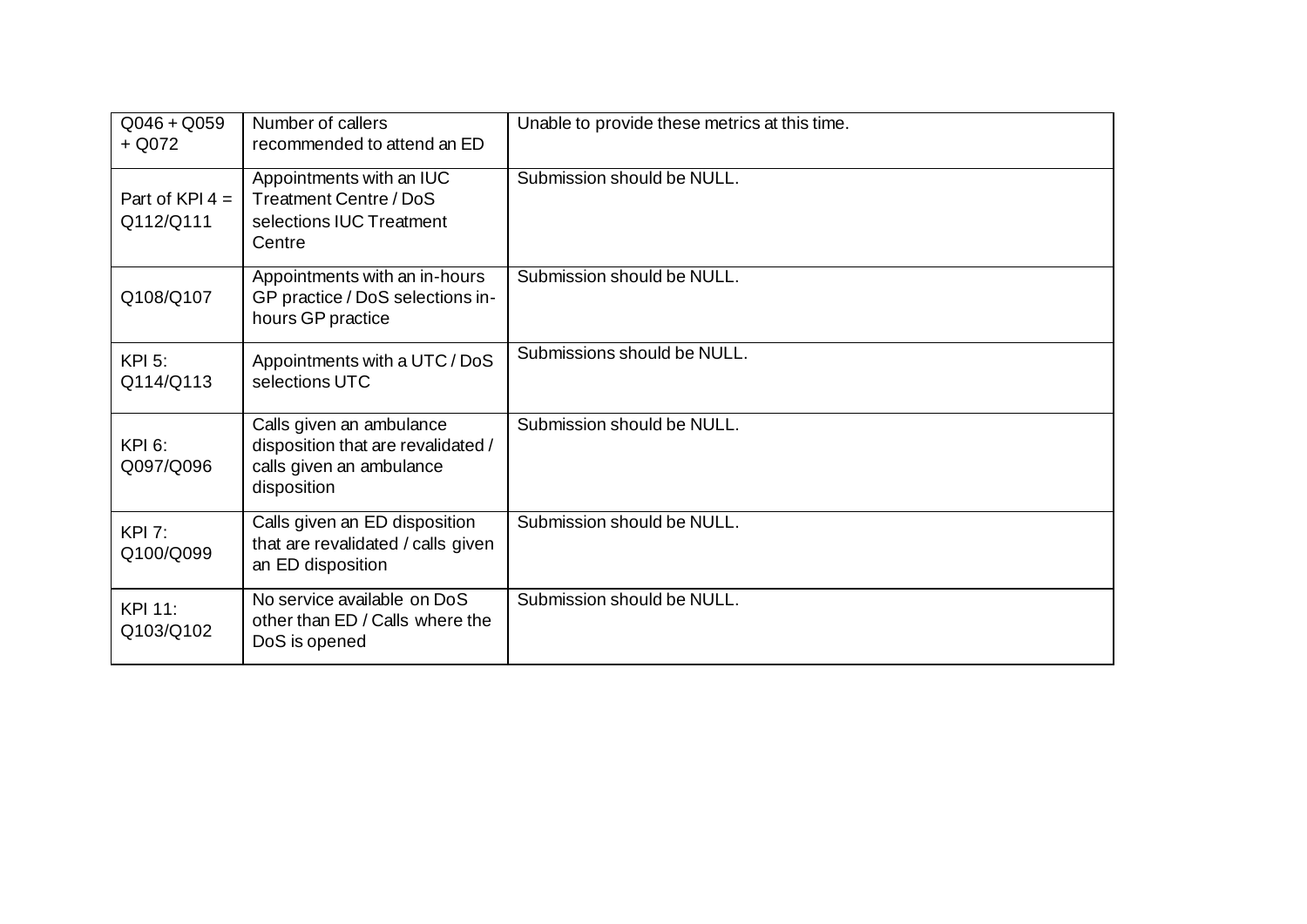| Q046 + Q059 + Q072 | Number of callers recommended to attend an ED | Unable to provide these metrics at this time. |
|---|---|---|
| Part of KPI 4 = Q112/Q111 | Appointments with an IUC Treatment Centre / DoS selections IUC Treatment Centre | Submission should be NULL. |
| Q108/Q107 | Appointments with an in-hours GP practice / DoS selections in-hours GP practice | Submission should be NULL. |
| KPI 5: Q114/Q113 | Appointments with a UTC / DoS selections UTC | Submissions should be NULL. |
| KPI 6: Q097/Q096 | Calls given an ambulance disposition that are revalidated / calls given an ambulance disposition | Submission should be NULL. |
| KPI 7: Q100/Q099 | Calls given an ED disposition that are revalidated / calls given an ED disposition | Submission should be NULL. |
| KPI 11: Q103/Q102 | No service available on DoS other than ED / Calls where the DoS is opened | Submission should be NULL. |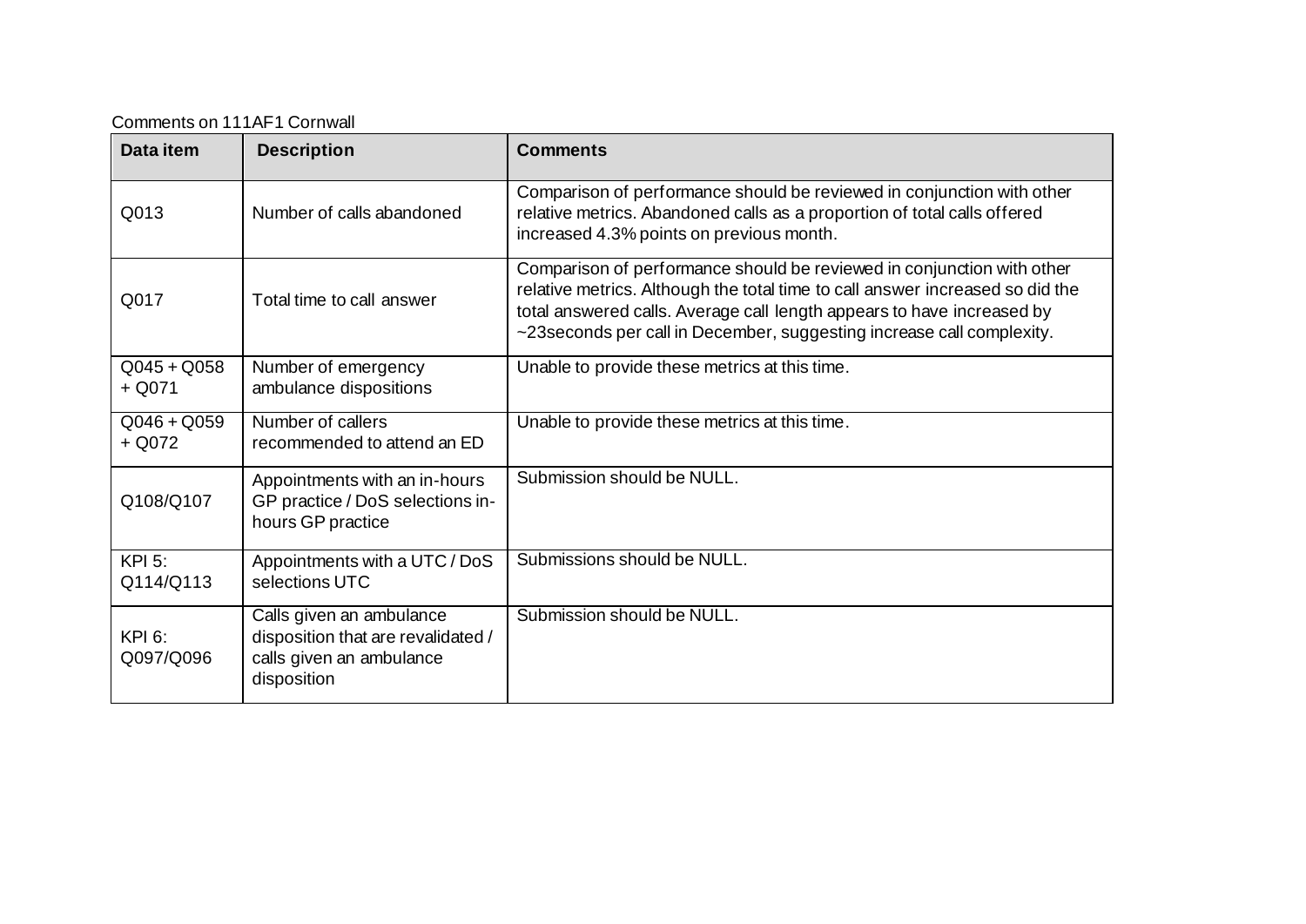Comments on 111AF1 Cornwall

| Data item | Description | Comments |
| --- | --- | --- |
| Q013 | Number of calls abandoned | Comparison of performance should be reviewed in conjunction with other relative metrics. Abandoned calls as a proportion of total calls offered increased 4.3% points on previous month. |
| Q017 | Total time to call answer | Comparison of performance should be reviewed in conjunction with other relative metrics. Although the total time to call answer increased so did the total answered calls. Average call length appears to have increased by ~23seconds per call in December, suggesting increase call complexity. |
| Q045 + Q058 + Q071 | Number of emergency ambulance dispositions | Unable to provide these metrics at this time. |
| Q046 + Q059 + Q072 | Number of callers recommended to attend an ED | Unable to provide these metrics at this time. |
| Q108/Q107 | Appointments with an in-hours GP practice / DoS selections in-hours GP practice | Submission should be NULL. |
| KPI 5: Q114/Q113 | Appointments with a UTC / DoS selections UTC | Submissions should be NULL. |
| KPI 6: Q097/Q096 | Calls given an ambulance disposition that are revalidated / calls given an ambulance disposition | Submission should be NULL. |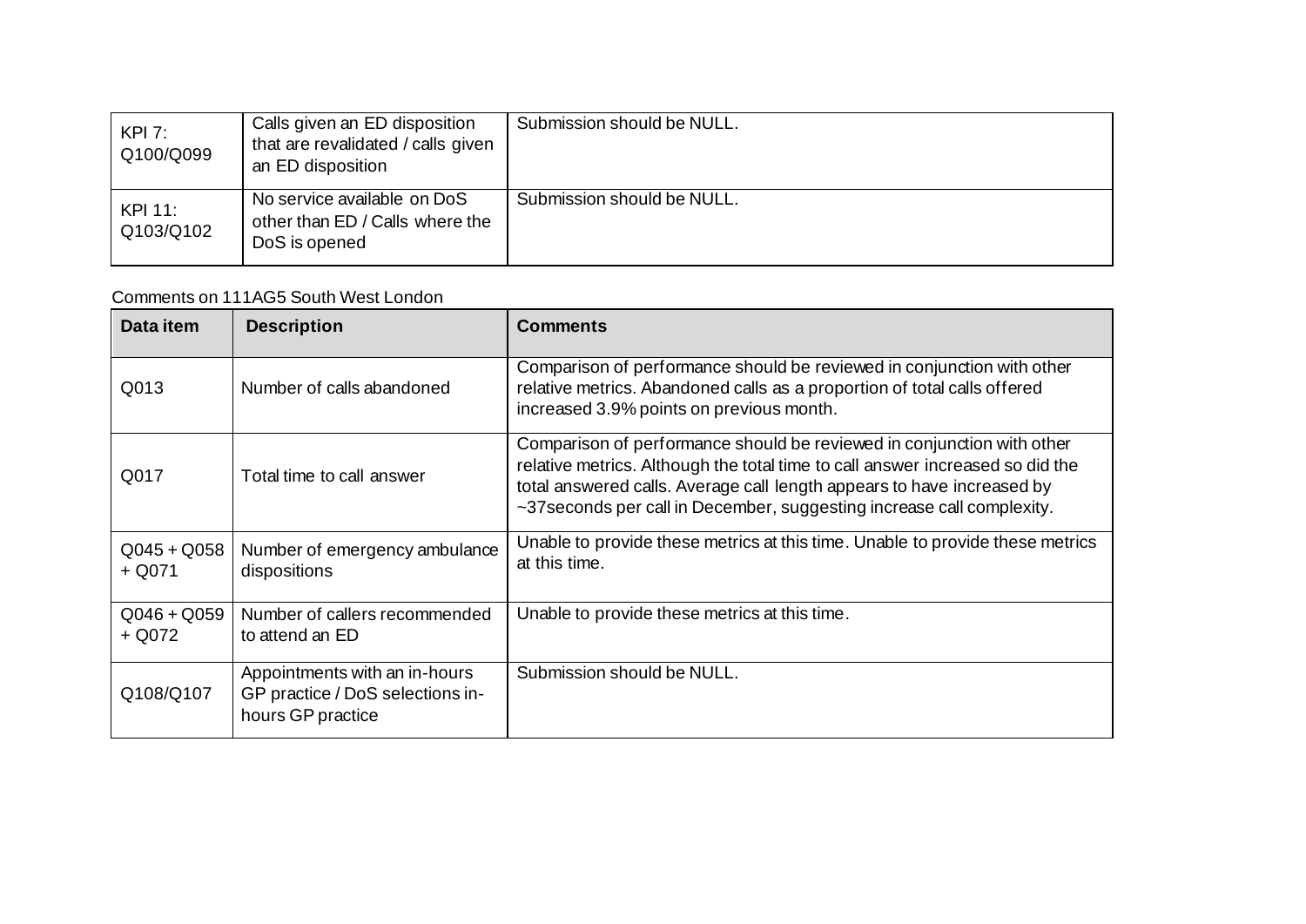| | | |
|---|---|---|
| KPI 7: Q100/Q099 | Calls given an ED disposition that are revalidated / calls given an ED disposition | Submission should be NULL. |
| KPI 11: Q103/Q102 | No service available on DoS other than ED / Calls where the DoS is opened | Submission should be NULL. |

Comments on 111AG5 South West London

| Data item | Description | Comments |
|---|---|---|
| Q013 | Number of calls abandoned | Comparison of performance should be reviewed in conjunction with other relative metrics. Abandoned calls as a proportion of total calls offered increased 3.9% points on previous month. |
| Q017 | Total time to call answer | Comparison of performance should be reviewed in conjunction with other relative metrics. Although the total time to call answer increased so did the total answered calls. Average call length appears to have increased by ~37seconds per call in December, suggesting increase call complexity. |
| Q045 + Q058 + Q071 | Number of emergency ambulance dispositions | Unable to provide these metrics at this time. Unable to provide these metrics at this time. |
| Q046 + Q059 + Q072 | Number of callers recommended to attend an ED | Unable to provide these metrics at this time. |
| Q108/Q107 | Appointments with an in-hours GP practice / DoS selections in-hours GP practice | Submission should be NULL. |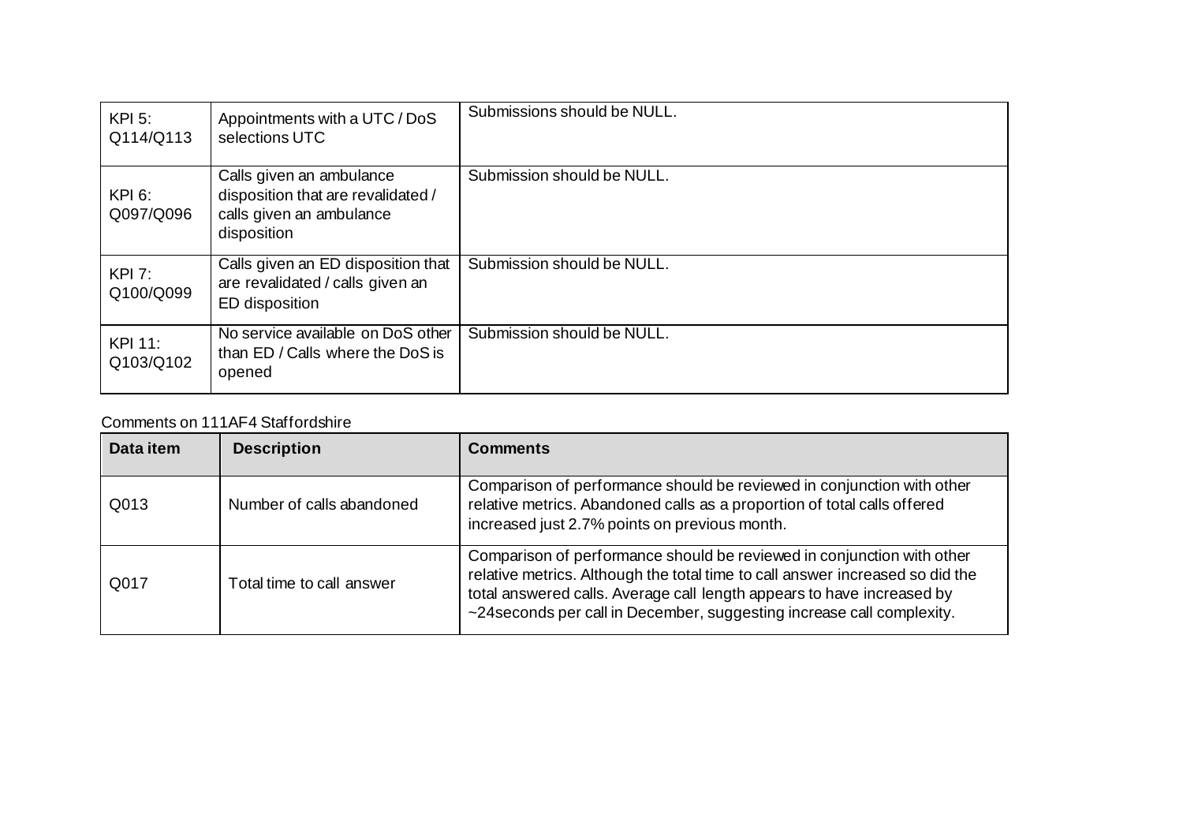| | | |
|---|---|---|
| KPI 5: Q114/Q113 | Appointments with a UTC / DoS selections UTC | Submissions should be NULL. |
| KPI 6: Q097/Q096 | Calls given an ambulance disposition that are revalidated / calls given an ambulance disposition | Submission should be NULL. |
| KPI 7: Q100/Q099 | Calls given an ED disposition that are revalidated / calls given an ED disposition | Submission should be NULL. |
| KPI 11: Q103/Q102 | No service available on DoS other than ED / Calls where the DoS is opened | Submission should be NULL. |

Comments on 111AF4 Staffordshire

| Data item | Description | Comments |
|---|---|---|
| Q013 | Number of calls abandoned | Comparison of performance should be reviewed in conjunction with other relative metrics. Abandoned calls as a proportion of total calls offered increased just 2.7% points on previous month. |
| Q017 | Total time to call answer | Comparison of performance should be reviewed in conjunction with other relative metrics. Although the total time to call answer increased so did the total answered calls. Average call length appears to have increased by ~24seconds per call in December, suggesting increase call complexity. |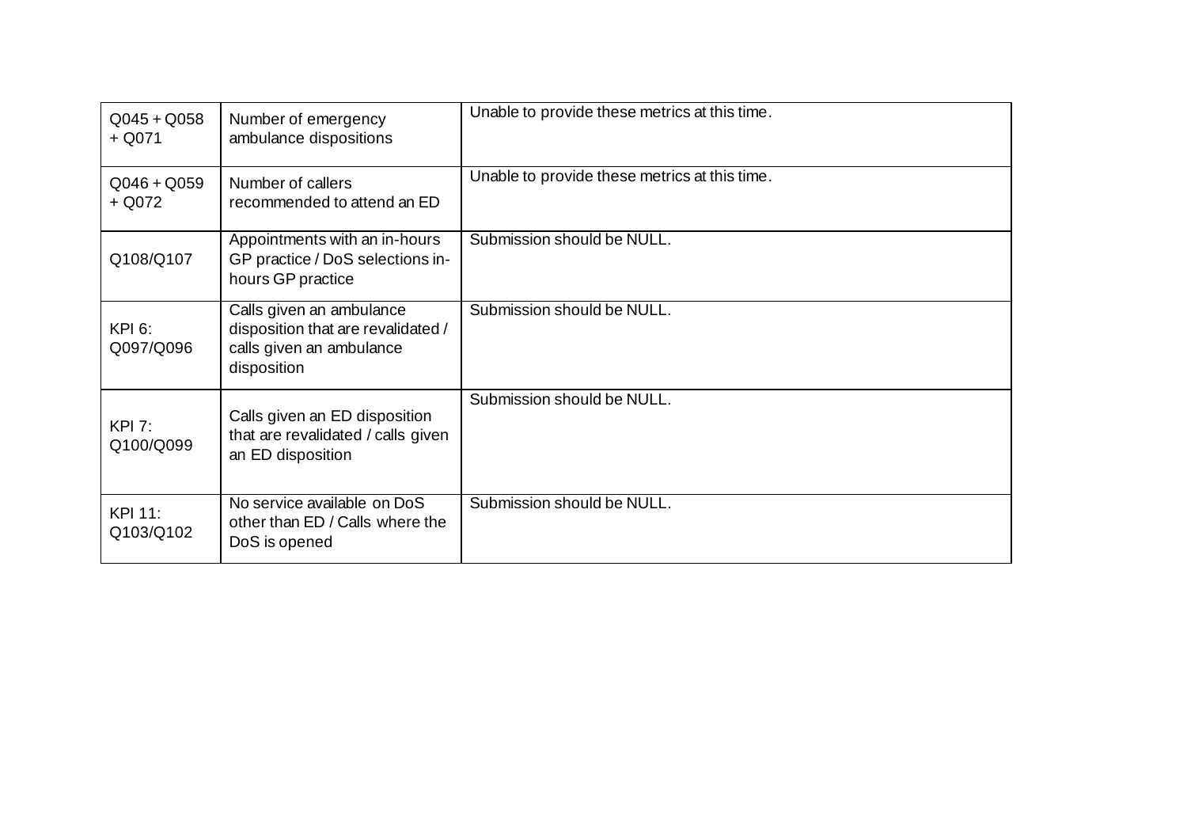| | | |
|---|---|---|
| Q045 + Q058 + Q071 | Number of emergency ambulance dispositions | Unable to provide these metrics at this time. |
| Q046 + Q059 + Q072 | Number of callers recommended to attend an ED | Unable to provide these metrics at this time. |
| Q108/Q107 | Appointments with an in-hours GP practice / DoS selections in-hours GP practice | Submission should be NULL. |
| KPI 6: Q097/Q096 | Calls given an ambulance disposition that are revalidated / calls given an ambulance disposition | Submission should be NULL. |
| KPI 7: Q100/Q099 | Calls given an ED disposition that are revalidated / calls given an ED disposition | Submission should be NULL. |
| KPI 11: Q103/Q102 | No service available on DoS other than ED / Calls where the DoS is opened | Submission should be NULL. |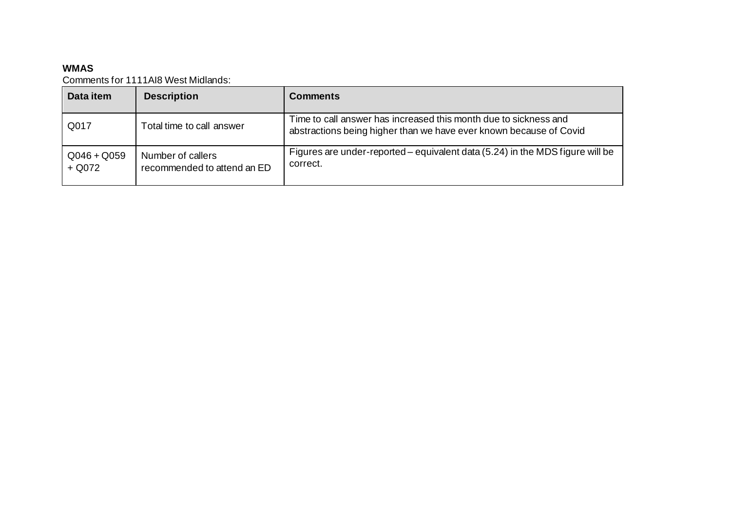**WMAS**

Comments for 1111AI8 West Midlands:

| Data item | Description | Comments |
|---|---|---|
| Q017 | Total time to call answer | Time to call answer has increased this month due to sickness and abstractions being higher than we have ever known because of Covid |
| Q046 + Q059 + Q072 | Number of callers recommended to attend an ED | Figures are under-reported – equivalent data (5.24) in the MDS figure will be correct. |